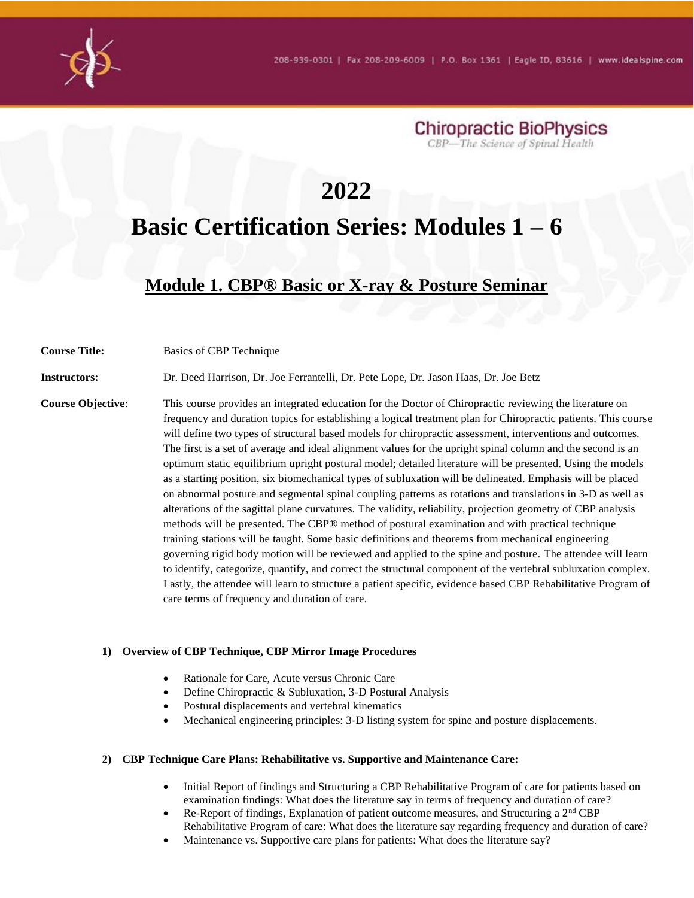208-939-0301 | Fax 208-209-6009 | P.O. Box 1361 | Eagle ID, 83616 | www.idealspine.com

Chiropractic BioPhysics

*CBP—The Science of Spinal Health*

# 2022

# Basic Certification Series: Modules 1 – 6

## Module 1. CBP® Basic or X-ray & Posture Seminar

**Course Title:** Basics of CBP Technique

**Instructors:** Dr. Deed Harrison, Dr. Joe Ferrantelli, Dr. Pete Lope, Dr. Jason Haas, Dr. Joe Betz

**Course Objective:** This course provides an integrated education for the Doctor of Chiropractic reviewing the literature on frequency and duration topics for establishing a logical treatment plan for Chiropractic patients. This course will define two types of structural based models for chiropractic assessment, interventions and outcomes. The first is a set of average and ideal alignment values for the upright spinal column and the second is an optimum static equilibrium upright postural model; detailed literature will be presented. Using the models as a starting position, six biomechanical types of subluxation will be delineated. Emphasis will be placed on abnormal posture and segmental spinal coupling patterns as rotations and translations in 3-D as well as alterations of the sagittal plane curvatures. The validity, reliability, projection geometry of CBP analysis methods will be presented. The CBP® method of postural examination and with practical technique training stations will be taught. Some basic definitions and theorems from mechanical engineering governing rigid body motion will be reviewed and applied to the spine and posture. The attendee will learn to identify, categorize, quantify, and correct the structural component of the vertebral subluxation complex. Lastly, the attendee will learn to structure a patient specific, evidence based CBP Rehabilitative Program of care terms of frequency and duration of care.

### 1) Overview of CBP Technique, CBP Mirror Image Procedures

- Rationale for Care, Acute versus Chronic Care
- Define Chiropractic & Subluxation, 3-D Postural Analysis
- Postural displacements and vertebral kinematics
- Mechanical engineering principles: 3-D listing system for spine and posture displacements.

### 2) CBP Technique Care Plans: Rehabilitative vs. Supportive and Maintenance Care:

- Initial Report of findings and Structuring a CBP Rehabilitative Program of care for patients based on examination findings: What does the literature say in terms of frequency and duration of care?
- Re-Report of findings, Explanation of patient outcome measures, and Structuring a 2nd CBP Rehabilitative Program of care: What does the literature say regarding frequency and duration of care?
- Maintenance vs. Supportive care plans for patients: What does the literature say?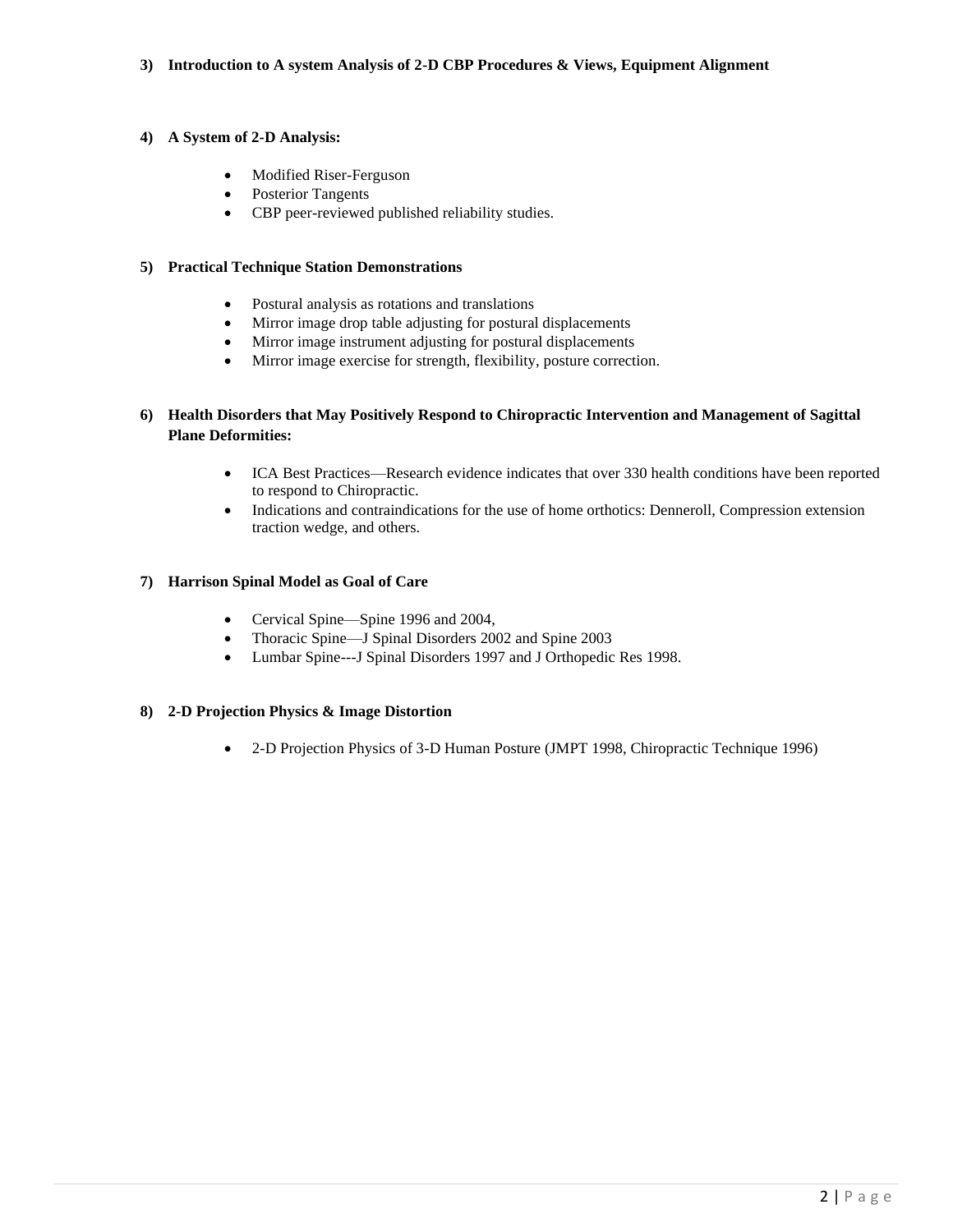**3) Introduction to A system Analysis of 2-D CBP Procedures & Views, Equipment Alignment**

**4) A System of 2-D Analysis:**

- Modified Riser-Ferguson
- Posterior Tangents
- CBP peer-reviewed published reliability studies.

**5) Practical Technique Station Demonstrations**

- Postural analysis as rotations and translations
- Mirror image drop table adjusting for postural displacements
- Mirror image instrument adjusting for postural displacements
- Mirror image exercise for strength, flexibility, posture correction.

**6) Health Disorders that May Positively Respond to Chiropractic Intervention and Management of Sagittal Plane Deformities:**

- ICA Best Practices—Research evidence indicates that over 330 health conditions have been reported to respond to Chiropractic.
- Indications and contraindications for the use of home orthotics: Denneroll, Compression extension traction wedge, and others.

**7) Harrison Spinal Model as Goal of Care**

- Cervical Spine—Spine 1996 and 2004,
- Thoracic Spine—J Spinal Disorders 2002 and Spine 2003
- Lumbar Spine---J Spinal Disorders 1997 and J Orthopedic Res 1998.

**8) 2-D Projection Physics & Image Distortion**

- 2-D Projection Physics of 3-D Human Posture (JMPT 1998, Chiropractic Technique 1996)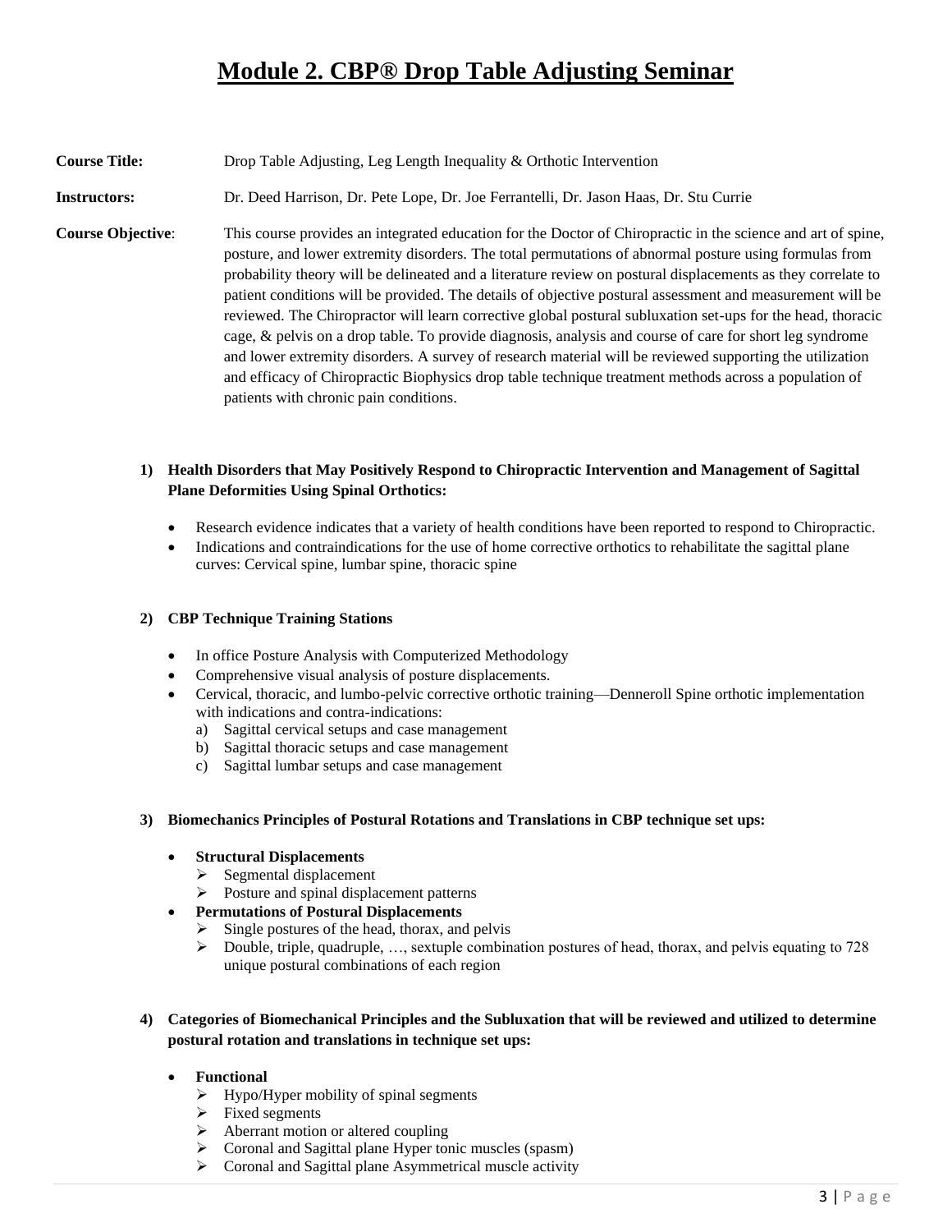# Module 2. CBP® Drop Table Adjusting Seminar

**Course Title:** Drop Table Adjusting, Leg Length Inequality & Orthotic Intervention

**Instructors:** Dr. Deed Harrison, Dr. Pete Lope, Dr. Joe Ferrantelli, Dr. Jason Haas, Dr. Stu Currie

**Course Objective**: This course provides an integrated education for the Doctor of Chiropractic in the science and art of spine, posture, and lower extremity disorders. The total permutations of abnormal posture using formulas from probability theory will be delineated and a literature review on postural displacements as they correlate to patient conditions will be provided. The details of objective postural assessment and measurement will be reviewed. The Chiropractor will learn corrective global postural subluxation set-ups for the head, thoracic cage, & pelvis on a drop table. To provide diagnosis, analysis and course of care for short leg syndrome and lower extremity disorders. A survey of research material will be reviewed supporting the utilization and efficacy of Chiropractic Biophysics drop table technique treatment methods across a population of patients with chronic pain conditions.

1) **Health Disorders that May Positively Respond to Chiropractic Intervention and Management of Sagittal Plane Deformities Using Spinal Orthotics:**

   - Research evidence indicates that a variety of health conditions have been reported to respond to Chiropractic.
   - Indications and contraindications for the use of home corrective orthotics to rehabilitate the sagittal plane curves: Cervical spine, lumbar spine, thoracic spine

2) **CBP Technique Training Stations**

   - In office Posture Analysis with Computerized Methodology
   - Comprehensive visual analysis of posture displacements.
   - Cervical, thoracic, and lumbo-pelvic corrective orthotic training—Denneroll Spine orthotic implementation with indications and contra-indications:
     a) Sagittal cervical setups and case management
     b) Sagittal thoracic setups and case management
     c) Sagittal lumbar setups and case management

3) **Biomechanics Principles of Postural Rotations and Translations in CBP technique set ups:**

   - **Structural Displacements**
     - Segmental displacement
     - Posture and spinal displacement patterns
   - **Permutations of Postural Displacements**
     - Single postures of the head, thorax, and pelvis
     - Double, triple, quadruple, …, sextuple combination postures of head, thorax, and pelvis equating to 728 unique postural combinations of each region

4) **Categories of Biomechanical Principles and the Subluxation that will be reviewed and utilized to determine postural rotation and translations in technique set ups:**

   - **Functional**
     - Hypo/Hyper mobility of spinal segments
     - Fixed segments
     - Aberrant motion or altered coupling
     - Coronal and Sagittal plane Hyper tonic muscles (spasm)
     - Coronal and Sagittal plane Asymmetrical muscle activity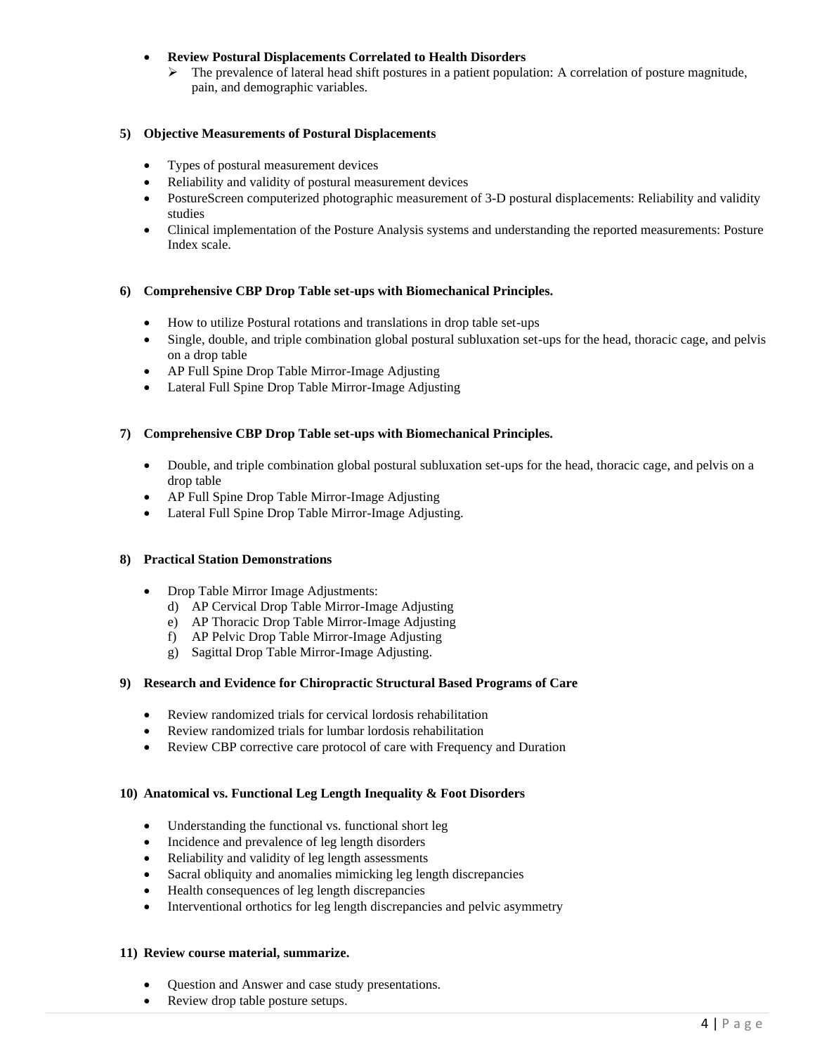- **Review Postural Displacements Correlated to Health Disorders**
  - The prevalence of lateral head shift postures in a patient population: A correlation of posture magnitude, pain, and demographic variables.

**5) Objective Measurements of Postural Displacements**

- Types of postural measurement devices
- Reliability and validity of postural measurement devices
- PostureScreen computerized photographic measurement of 3-D postural displacements: Reliability and validity studies
- Clinical implementation of the Posture Analysis systems and understanding the reported measurements: Posture Index scale.

**6) Comprehensive CBP Drop Table set-ups with Biomechanical Principles.**

- How to utilize Postural rotations and translations in drop table set-ups
- Single, double, and triple combination global postural subluxation set-ups for the head, thoracic cage, and pelvis on a drop table
- AP Full Spine Drop Table Mirror-Image Adjusting
- Lateral Full Spine Drop Table Mirror-Image Adjusting

**7) Comprehensive CBP Drop Table set-ups with Biomechanical Principles.**

- Double, and triple combination global postural subluxation set-ups for the head, thoracic cage, and pelvis on a drop table
- AP Full Spine Drop Table Mirror-Image Adjusting
- Lateral Full Spine Drop Table Mirror-Image Adjusting.

**8) Practical Station Demonstrations**

- Drop Table Mirror Image Adjustments:
  - d) AP Cervical Drop Table Mirror-Image Adjusting
  - e) AP Thoracic Drop Table Mirror-Image Adjusting
  - f) AP Pelvic Drop Table Mirror-Image Adjusting
  - g) Sagittal Drop Table Mirror-Image Adjusting.

**9) Research and Evidence for Chiropractic Structural Based Programs of Care**

- Review randomized trials for cervical lordosis rehabilitation
- Review randomized trials for lumbar lordosis rehabilitation
- Review CBP corrective care protocol of care with Frequency and Duration

**10) Anatomical vs. Functional Leg Length Inequality & Foot Disorders**

- Understanding the functional vs. functional short leg
- Incidence and prevalence of leg length disorders
- Reliability and validity of leg length assessments
- Sacral obliquity and anomalies mimicking leg length discrepancies
- Health consequences of leg length discrepancies
- Interventional orthotics for leg length discrepancies and pelvic asymmetry

**11) Review course material, summarize.**

- Question and Answer and case study presentations.
- Review drop table posture setups.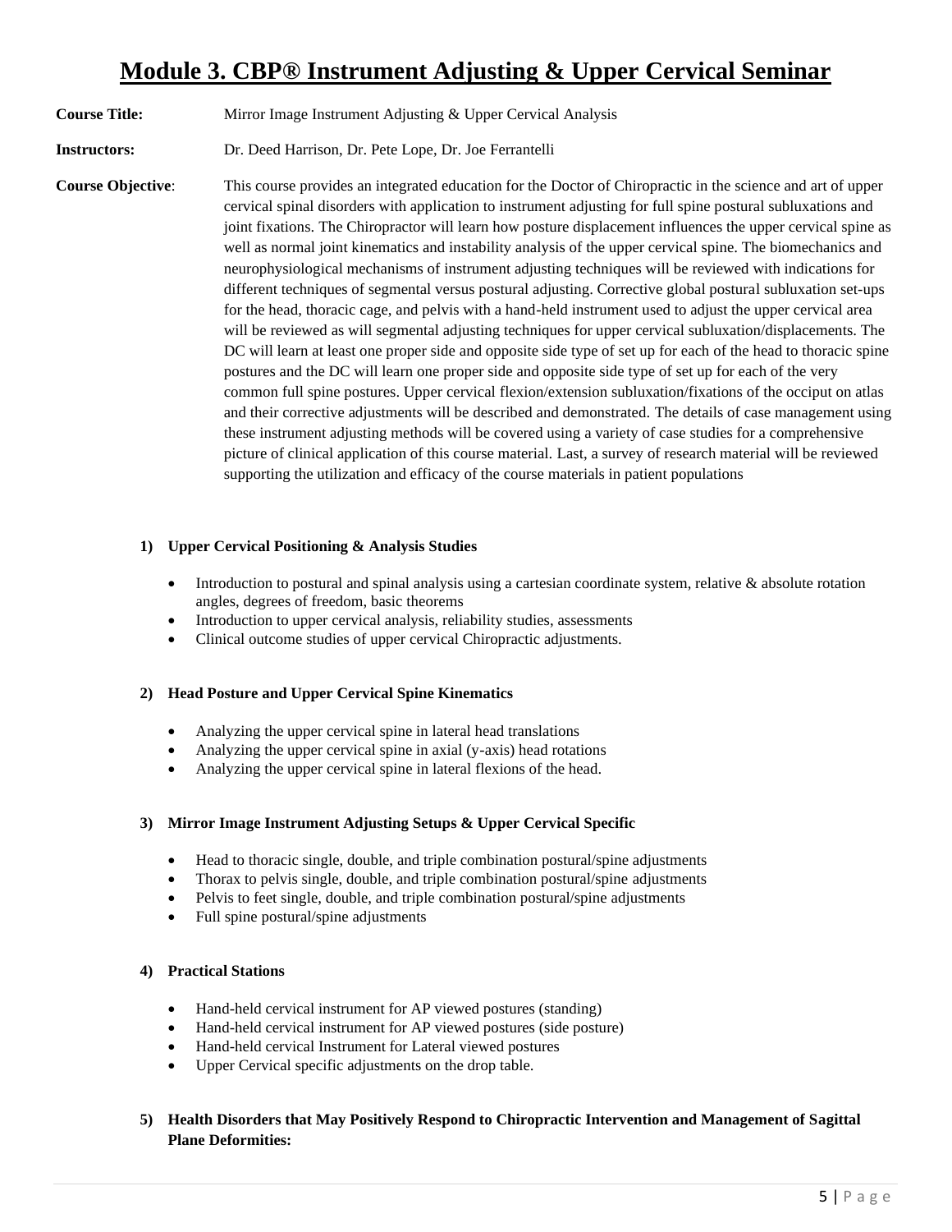# Module 3. CBP® Instrument Adjusting & Upper Cervical Seminar

**Course Title:** Mirror Image Instrument Adjusting & Upper Cervical Analysis

**Instructors:** Dr. Deed Harrison, Dr. Pete Lope, Dr. Joe Ferrantelli

**Course Objective**: This course provides an integrated education for the Doctor of Chiropractic in the science and art of upper cervical spinal disorders with application to instrument adjusting for full spine postural subluxations and joint fixations. The Chiropractor will learn how posture displacement influences the upper cervical spine as well as normal joint kinematics and instability analysis of the upper cervical spine. The biomechanics and neurophysiological mechanisms of instrument adjusting techniques will be reviewed with indications for different techniques of segmental versus postural adjusting. Corrective global postural subluxation set-ups for the head, thoracic cage, and pelvis with a hand-held instrument used to adjust the upper cervical area will be reviewed as will segmental adjusting techniques for upper cervical subluxation/displacements. The DC will learn at least one proper side and opposite side type of set up for each of the head to thoracic spine postures and the DC will learn one proper side and opposite side type of set up for each of the very common full spine postures. Upper cervical flexion/extension subluxation/fixations of the occiput on atlas and their corrective adjustments will be described and demonstrated. The details of case management using these instrument adjusting methods will be covered using a variety of case studies for a comprehensive picture of clinical application of this course material. Last, a survey of research material will be reviewed supporting the utilization and efficacy of the course materials in patient populations

**1) Upper Cervical Positioning & Analysis Studies**

- Introduction to postural and spinal analysis using a cartesian coordinate system, relative & absolute rotation angles, degrees of freedom, basic theorems
- Introduction to upper cervical analysis, reliability studies, assessments
- Clinical outcome studies of upper cervical Chiropractic adjustments.

**2) Head Posture and Upper Cervical Spine Kinematics**

- Analyzing the upper cervical spine in lateral head translations
- Analyzing the upper cervical spine in axial (y-axis) head rotations
- Analyzing the upper cervical spine in lateral flexions of the head.

**3) Mirror Image Instrument Adjusting Setups & Upper Cervical Specific**

- Head to thoracic single, double, and triple combination postural/spine adjustments
- Thorax to pelvis single, double, and triple combination postural/spine adjustments
- Pelvis to feet single, double, and triple combination postural/spine adjustments
- Full spine postural/spine adjustments

**4) Practical Stations**

- Hand-held cervical instrument for AP viewed postures (standing)
- Hand-held cervical instrument for AP viewed postures (side posture)
- Hand-held cervical Instrument for Lateral viewed postures
- Upper Cervical specific adjustments on the drop table.

**5) Health Disorders that May Positively Respond to Chiropractic Intervention and Management of Sagittal Plane Deformities:**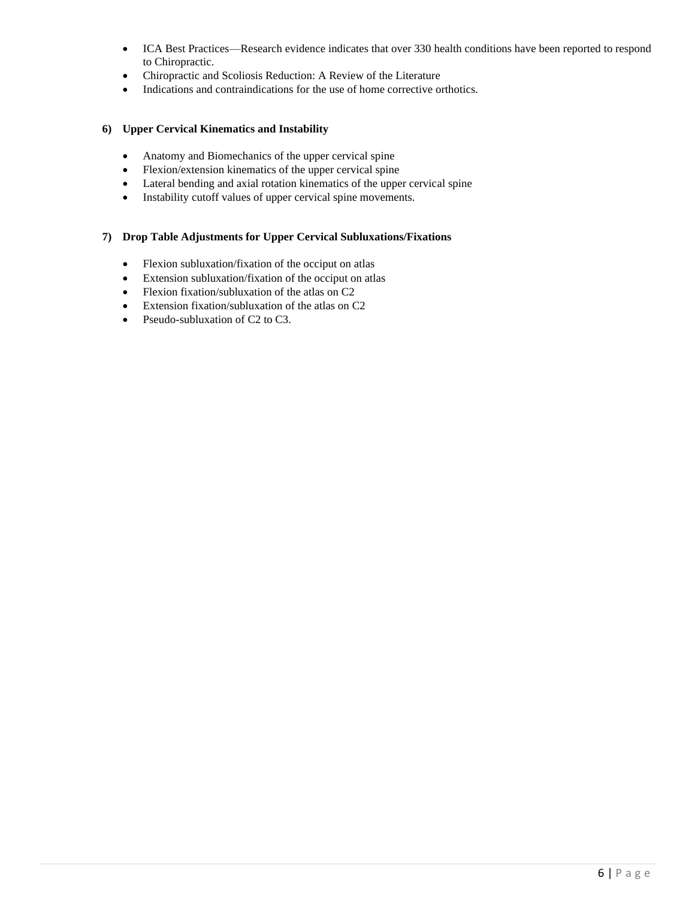- ICA Best Practices—Research evidence indicates that over 330 health conditions have been reported to respond to Chiropractic.
- Chiropractic and Scoliosis Reduction: A Review of the Literature
- Indications and contraindications for the use of home corrective orthotics.

**6) Upper Cervical Kinematics and Instability**

- Anatomy and Biomechanics of the upper cervical spine
- Flexion/extension kinematics of the upper cervical spine
- Lateral bending and axial rotation kinematics of the upper cervical spine
- Instability cutoff values of upper cervical spine movements.

**7) Drop Table Adjustments for Upper Cervical Subluxations/Fixations**

- Flexion subluxation/fixation of the occiput on atlas
- Extension subluxation/fixation of the occiput on atlas
- Flexion fixation/subluxation of the atlas on C2
- Extension fixation/subluxation of the atlas on C2
- Pseudo-subluxation of C2 to C3.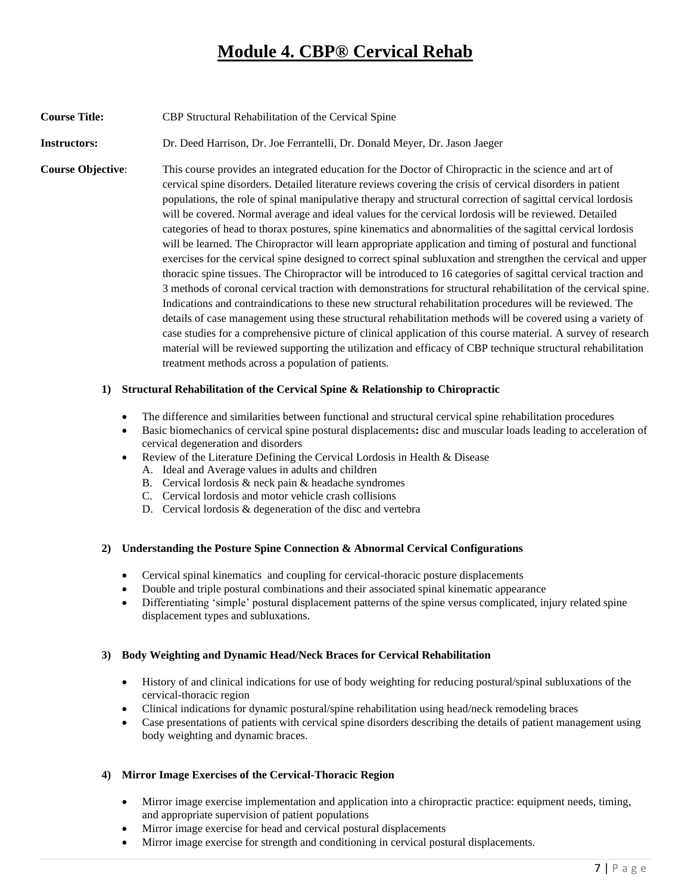# Module 4. CBP® Cervical Rehab

**Course Title:** CBP Structural Rehabilitation of the Cervical Spine

**Instructors:** Dr. Deed Harrison, Dr. Joe Ferrantelli, Dr. Donald Meyer, Dr. Jason Jaeger

**Course Objective**: This course provides an integrated education for the Doctor of Chiropractic in the science and art of cervical spine disorders. Detailed literature reviews covering the crisis of cervical disorders in patient populations, the role of spinal manipulative therapy and structural correction of sagittal cervical lordosis will be covered. Normal average and ideal values for the cervical lordosis will be reviewed. Detailed categories of head to thorax postures, spine kinematics and abnormalities of the sagittal cervical lordosis will be learned. The Chiropractor will learn appropriate application and timing of postural and functional exercises for the cervical spine designed to correct spinal subluxation and strengthen the cervical and upper thoracic spine tissues. The Chiropractor will be introduced to 16 categories of sagittal cervical traction and 3 methods of coronal cervical traction with demonstrations for structural rehabilitation of the cervical spine. Indications and contraindications to these new structural rehabilitation procedures will be reviewed. The details of case management using these structural rehabilitation methods will be covered using a variety of case studies for a comprehensive picture of clinical application of this course material. A survey of research material will be reviewed supporting the utilization and efficacy of CBP technique structural rehabilitation treatment methods across a population of patients.

1) **Structural Rehabilitation of the Cervical Spine & Relationship to Chiropractic**

   - The difference and similarities between functional and structural cervical spine rehabilitation procedures
   - Basic biomechanics of cervical spine postural displacements**:** disc and muscular loads leading to acceleration of cervical degeneration and disorders
   - Review of the Literature Defining the Cervical Lordosis in Health & Disease
     A. Ideal and Average values in adults and children
     B. Cervical lordosis & neck pain & headache syndromes
     C. Cervical lordosis and motor vehicle crash collisions
     D. Cervical lordosis & degeneration of the disc and vertebra

2) **Understanding the Posture Spine Connection & Abnormal Cervical Configurations**

   - Cervical spinal kinematics and coupling for cervical-thoracic posture displacements
   - Double and triple postural combinations and their associated spinal kinematic appearance
   - Differentiating 'simple' postural displacement patterns of the spine versus complicated, injury related spine displacement types and subluxations.

3) **Body Weighting and Dynamic Head/Neck Braces for Cervical Rehabilitation**

   - History of and clinical indications for use of body weighting for reducing postural/spinal subluxations of the cervical-thoracic region
   - Clinical indications for dynamic postural/spine rehabilitation using head/neck remodeling braces
   - Case presentations of patients with cervical spine disorders describing the details of patient management using body weighting and dynamic braces.

4) **Mirror Image Exercises of the Cervical-Thoracic Region**

   - Mirror image exercise implementation and application into a chiropractic practice: equipment needs, timing, and appropriate supervision of patient populations
   - Mirror image exercise for head and cervical postural displacements
   - Mirror image exercise for strength and conditioning in cervical postural displacements.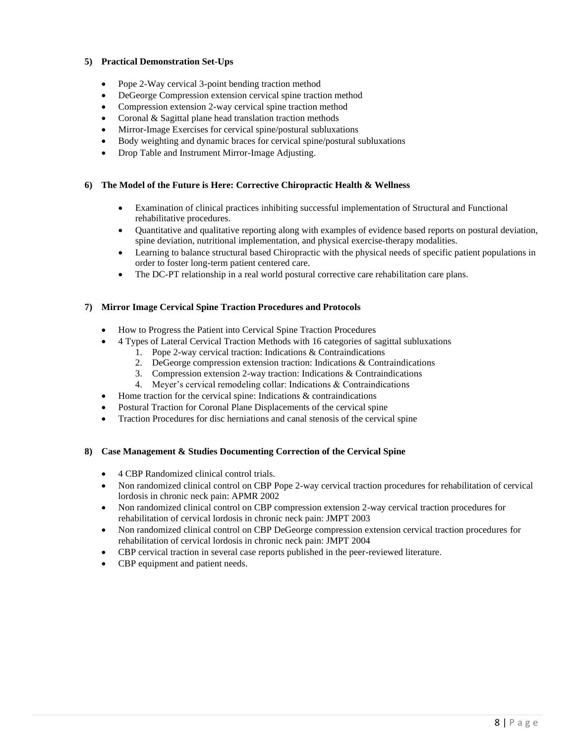**5) Practical Demonstration Set-Ups**

- Pope 2-Way cervical 3-point bending traction method
- DeGeorge Compression extension cervical spine traction method
- Compression extension 2-way cervical spine traction method
- Coronal & Sagittal plane head translation traction methods
- Mirror-Image Exercises for cervical spine/postural subluxations
- Body weighting and dynamic braces for cervical spine/postural subluxations
- Drop Table and Instrument Mirror-Image Adjusting.

**6) The Model of the Future is Here: Corrective Chiropractic Health & Wellness**

- Examination of clinical practices inhibiting successful implementation of Structural and Functional rehabilitative procedures.
- Quantitative and qualitative reporting along with examples of evidence based reports on postural deviation, spine deviation, nutritional implementation, and physical exercise-therapy modalities.
- Learning to balance structural based Chiropractic with the physical needs of specific patient populations in order to foster long-term patient centered care.
- The DC-PT relationship in a real world postural corrective care rehabilitation care plans.

**7) Mirror Image Cervical Spine Traction Procedures and Protocols**

- How to Progress the Patient into Cervical Spine Traction Procedures
- 4 Types of Lateral Cervical Traction Methods with 16 categories of sagittal subluxations
    1. Pope 2-way cervical traction: Indications & Contraindications
    2. DeGeorge compression extension traction: Indications & Contraindications
    3. Compression extension 2-way traction: Indications & Contraindications
    4. Meyer's cervical remodeling collar: Indications & Contraindications
- Home traction for the cervical spine: Indications & contraindications
- Postural Traction for Coronal Plane Displacements of the cervical spine
- Traction Procedures for disc herniations and canal stenosis of the cervical spine

**8) Case Management & Studies Documenting Correction of the Cervical Spine**

- 4 CBP Randomized clinical control trials.
- Non randomized clinical control on CBP Pope 2-way cervical traction procedures for rehabilitation of cervical lordosis in chronic neck pain: APMR 2002
- Non randomized clinical control on CBP compression extension 2-way cervical traction procedures for rehabilitation of cervical lordosis in chronic neck pain: JMPT 2003
- Non randomized clinical control on CBP DeGeorge compression extension cervical traction procedures for rehabilitation of cervical lordosis in chronic neck pain: JMPT 2004
- CBP cervical traction in several case reports published in the peer-reviewed literature.
- CBP equipment and patient needs.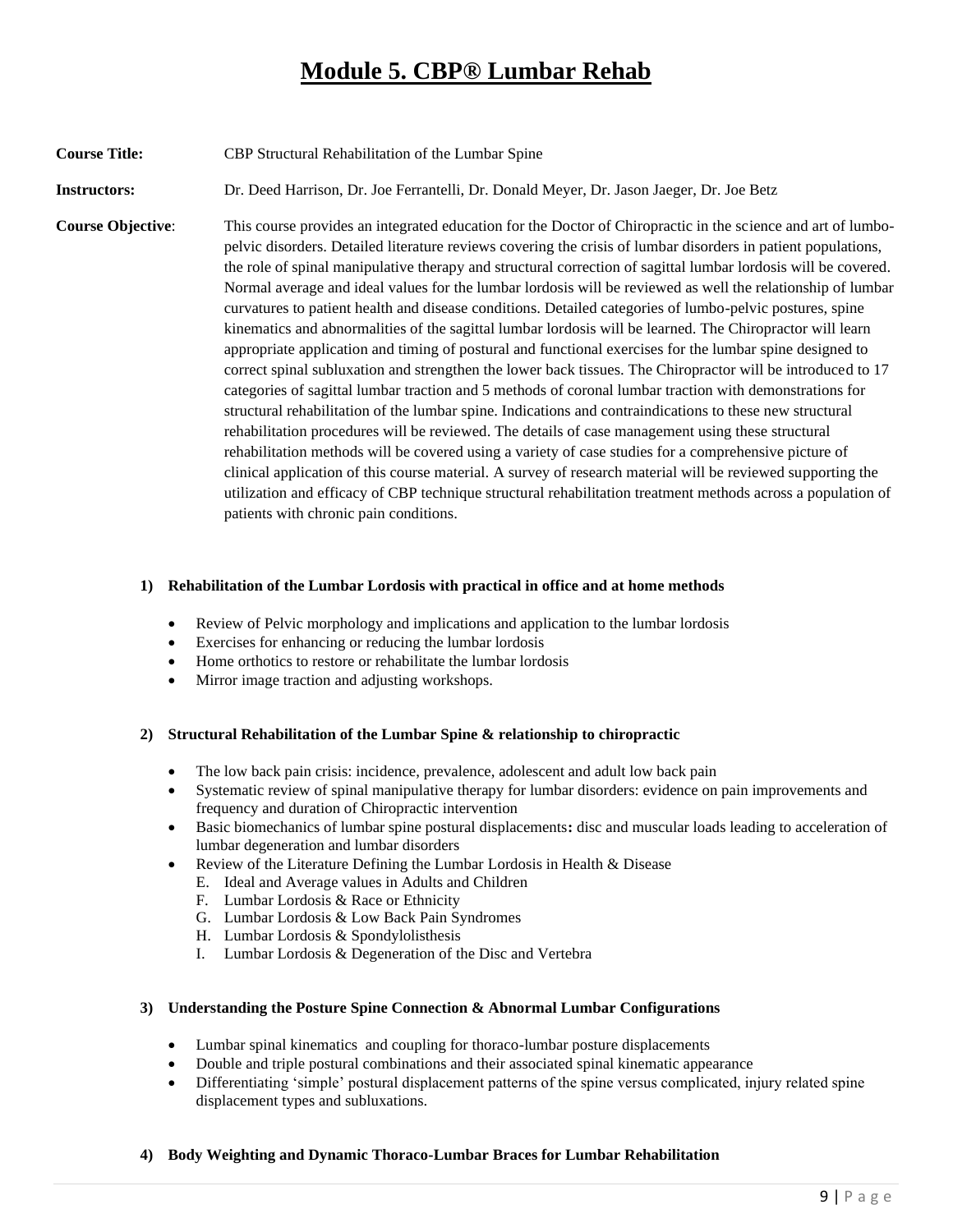# Module 5. CBP® Lumbar Rehab

**Course Title:** CBP Structural Rehabilitation of the Lumbar Spine

**Instructors:** Dr. Deed Harrison, Dr. Joe Ferrantelli, Dr. Donald Meyer, Dr. Jason Jaeger, Dr. Joe Betz

**Course Objective**: This course provides an integrated education for the Doctor of Chiropractic in the science and art of lumbo-pelvic disorders. Detailed literature reviews covering the crisis of lumbar disorders in patient populations, the role of spinal manipulative therapy and structural correction of sagittal lumbar lordosis will be covered. Normal average and ideal values for the lumbar lordosis will be reviewed as well the relationship of lumbar curvatures to patient health and disease conditions. Detailed categories of lumbo-pelvic postures, spine kinematics and abnormalities of the sagittal lumbar lordosis will be learned. The Chiropractor will learn appropriate application and timing of postural and functional exercises for the lumbar spine designed to correct spinal subluxation and strengthen the lower back tissues. The Chiropractor will be introduced to 17 categories of sagittal lumbar traction and 5 methods of coronal lumbar traction with demonstrations for structural rehabilitation of the lumbar spine. Indications and contraindications to these new structural rehabilitation procedures will be reviewed. The details of case management using these structural rehabilitation methods will be covered using a variety of case studies for a comprehensive picture of clinical application of this course material. A survey of research material will be reviewed supporting the utilization and efficacy of CBP technique structural rehabilitation treatment methods across a population of patients with chronic pain conditions.

1) **Rehabilitation of the Lumbar Lordosis with practical in office and at home methods**
   - Review of Pelvic morphology and implications and application to the lumbar lordosis
   - Exercises for enhancing or reducing the lumbar lordosis
   - Home orthotics to restore or rehabilitate the lumbar lordosis
   - Mirror image traction and adjusting workshops.

2) **Structural Rehabilitation of the Lumbar Spine & relationship to chiropractic**
   - The low back pain crisis: incidence, prevalence, adolescent and adult low back pain
   - Systematic review of spinal manipulative therapy for lumbar disorders: evidence on pain improvements and frequency and duration of Chiropractic intervention
   - Basic biomechanics of lumbar spine postural displacements**:** disc and muscular loads leading to acceleration of lumbar degeneration and lumbar disorders
   - Review of the Literature Defining the Lumbar Lordosis in Health & Disease
     - E. Ideal and Average values in Adults and Children
     - F. Lumbar Lordosis & Race or Ethnicity
     - G. Lumbar Lordosis & Low Back Pain Syndromes
     - H. Lumbar Lordosis & Spondylolisthesis
     - I. Lumbar Lordosis & Degeneration of the Disc and Vertebra

3) **Understanding the Posture Spine Connection & Abnormal Lumbar Configurations**
   - Lumbar spinal kinematics and coupling for thoraco-lumbar posture displacements
   - Double and triple postural combinations and their associated spinal kinematic appearance
   - Differentiating 'simple' postural displacement patterns of the spine versus complicated, injury related spine displacement types and subluxations.

4) **Body Weighting and Dynamic Thoraco-Lumbar Braces for Lumbar Rehabilitation**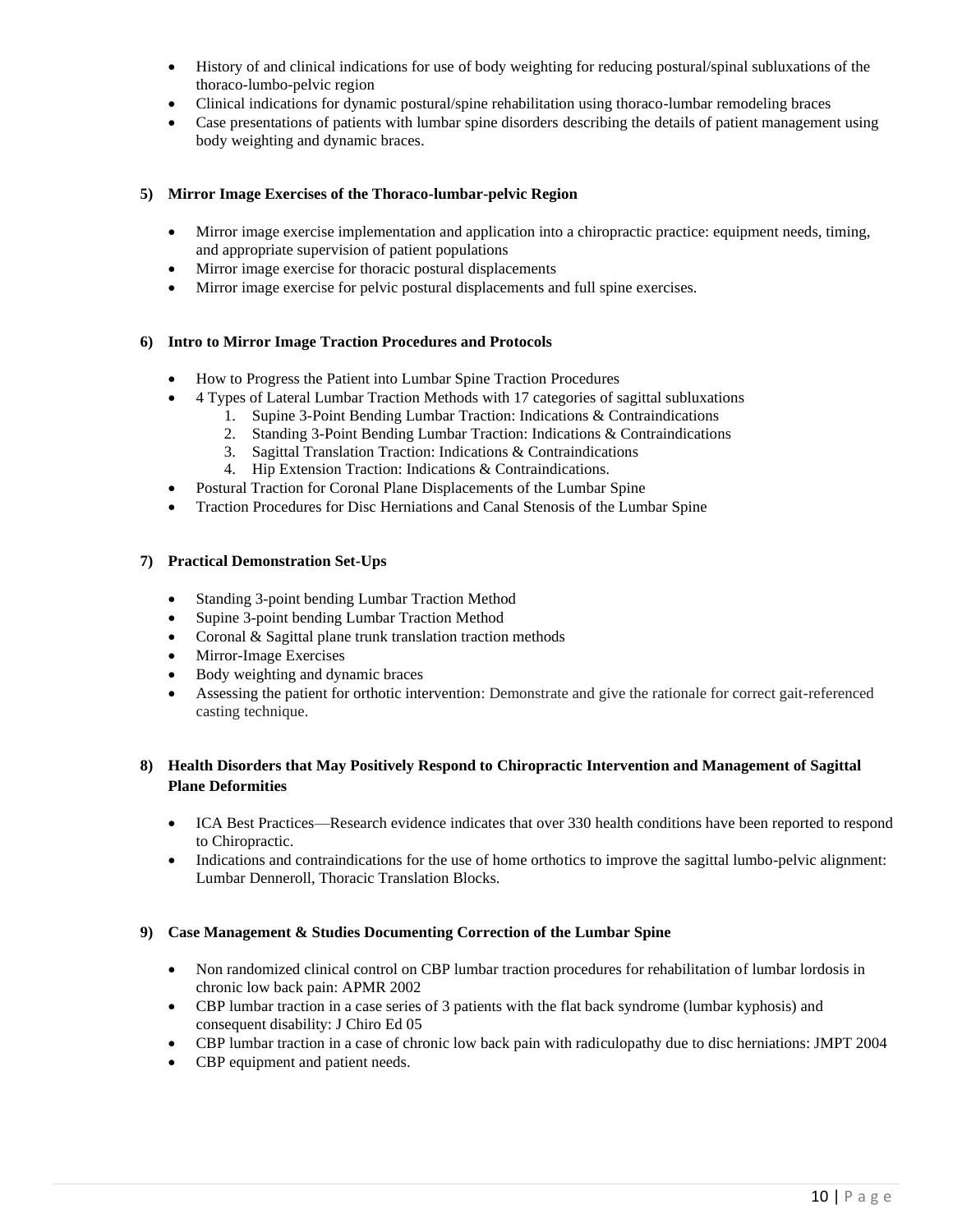- History of and clinical indications for use of body weighting for reducing postural/spinal subluxations of the thoraco-lumbo-pelvic region
- Clinical indications for dynamic postural/spine rehabilitation using thoraco-lumbar remodeling braces
- Case presentations of patients with lumbar spine disorders describing the details of patient management using body weighting and dynamic braces.

**5) Mirror Image Exercises of the Thoraco-lumbar-pelvic Region**

- Mirror image exercise implementation and application into a chiropractic practice: equipment needs, timing, and appropriate supervision of patient populations
- Mirror image exercise for thoracic postural displacements
- Mirror image exercise for pelvic postural displacements and full spine exercises.

**6) Intro to Mirror Image Traction Procedures and Protocols**

- How to Progress the Patient into Lumbar Spine Traction Procedures
- 4 Types of Lateral Lumbar Traction Methods with 17 categories of sagittal subluxations
    1. Supine 3-Point Bending Lumbar Traction: Indications & Contraindications
    2. Standing 3-Point Bending Lumbar Traction: Indications & Contraindications
    3. Sagittal Translation Traction: Indications & Contraindications
    4. Hip Extension Traction: Indications & Contraindications.
- Postural Traction for Coronal Plane Displacements of the Lumbar Spine
- Traction Procedures for Disc Herniations and Canal Stenosis of the Lumbar Spine

**7) Practical Demonstration Set-Ups**

- Standing 3-point bending Lumbar Traction Method
- Supine 3-point bending Lumbar Traction Method
- Coronal & Sagittal plane trunk translation traction methods
- Mirror-Image Exercises
- Body weighting and dynamic braces
- Assessing the patient for orthotic intervention: Demonstrate and give the rationale for correct gait-referenced casting technique.

**8) Health Disorders that May Positively Respond to Chiropractic Intervention and Management of Sagittal Plane Deformities**

- ICA Best Practices—Research evidence indicates that over 330 health conditions have been reported to respond to Chiropractic.
- Indications and contraindications for the use of home orthotics to improve the sagittal lumbo-pelvic alignment: Lumbar Denneroll, Thoracic Translation Blocks.

**9) Case Management & Studies Documenting Correction of the Lumbar Spine**

- Non randomized clinical control on CBP lumbar traction procedures for rehabilitation of lumbar lordosis in chronic low back pain: APMR 2002
- CBP lumbar traction in a case series of 3 patients with the flat back syndrome (lumbar kyphosis) and consequent disability: J Chiro Ed 05
- CBP lumbar traction in a case of chronic low back pain with radiculopathy due to disc herniations: JMPT 2004
- CBP equipment and patient needs.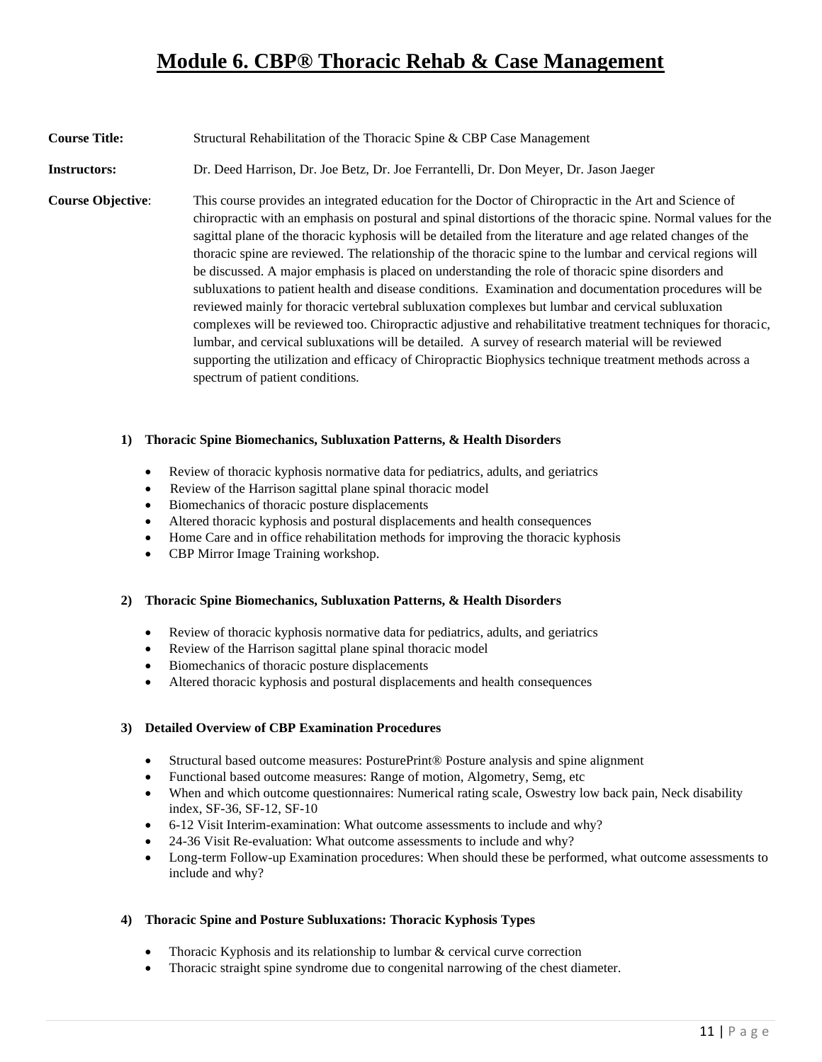# Module 6. CBP® Thoracic Rehab & Case Management

**Course Title:** Structural Rehabilitation of the Thoracic Spine & CBP Case Management

**Instructors:** Dr. Deed Harrison, Dr. Joe Betz, Dr. Joe Ferrantelli, Dr. Don Meyer, Dr. Jason Jaeger

**Course Objective**: This course provides an integrated education for the Doctor of Chiropractic in the Art and Science of chiropractic with an emphasis on postural and spinal distortions of the thoracic spine. Normal values for the sagittal plane of the thoracic kyphosis will be detailed from the literature and age related changes of the thoracic spine are reviewed. The relationship of the thoracic spine to the lumbar and cervical regions will be discussed. A major emphasis is placed on understanding the role of thoracic spine disorders and subluxations to patient health and disease conditions. Examination and documentation procedures will be reviewed mainly for thoracic vertebral subluxation complexes but lumbar and cervical subluxation complexes will be reviewed too. Chiropractic adjustive and rehabilitative treatment techniques for thoracic, lumbar, and cervical subluxations will be detailed. A survey of research material will be reviewed supporting the utilization and efficacy of Chiropractic Biophysics technique treatment methods across a spectrum of patient conditions.

**1) Thoracic Spine Biomechanics, Subluxation Patterns, & Health Disorders**

- Review of thoracic kyphosis normative data for pediatrics, adults, and geriatrics
- Review of the Harrison sagittal plane spinal thoracic model
- Biomechanics of thoracic posture displacements
- Altered thoracic kyphosis and postural displacements and health consequences
- Home Care and in office rehabilitation methods for improving the thoracic kyphosis
- CBP Mirror Image Training workshop.

**2) Thoracic Spine Biomechanics, Subluxation Patterns, & Health Disorders**

- Review of thoracic kyphosis normative data for pediatrics, adults, and geriatrics
- Review of the Harrison sagittal plane spinal thoracic model
- Biomechanics of thoracic posture displacements
- Altered thoracic kyphosis and postural displacements and health consequences

**3) Detailed Overview of CBP Examination Procedures**

- Structural based outcome measures: PosturePrint® Posture analysis and spine alignment
- Functional based outcome measures: Range of motion, Algometry, Semg, etc
- When and which outcome questionnaires: Numerical rating scale, Oswestry low back pain, Neck disability index, SF-36, SF-12, SF-10
- 6-12 Visit Interim-examination: What outcome assessments to include and why?
- 24-36 Visit Re-evaluation: What outcome assessments to include and why?
- Long-term Follow-up Examination procedures: When should these be performed, what outcome assessments to include and why?

**4) Thoracic Spine and Posture Subluxations: Thoracic Kyphosis Types**

- Thoracic Kyphosis and its relationship to lumbar & cervical curve correction
- Thoracic straight spine syndrome due to congenital narrowing of the chest diameter.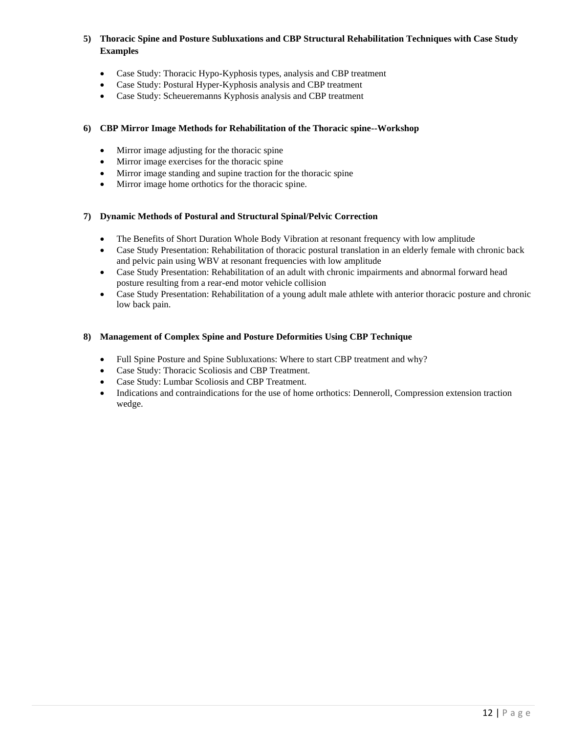**5) Thoracic Spine and Posture Subluxations and CBP Structural Rehabilitation Techniques with Case Study Examples**

- Case Study: Thoracic Hypo-Kyphosis types, analysis and CBP treatment
- Case Study: Postural Hyper-Kyphosis analysis and CBP treatment
- Case Study: Scheueremanns Kyphosis analysis and CBP treatment

**6) CBP Mirror Image Methods for Rehabilitation of the Thoracic spine--Workshop**

- Mirror image adjusting for the thoracic spine
- Mirror image exercises for the thoracic spine
- Mirror image standing and supine traction for the thoracic spine
- Mirror image home orthotics for the thoracic spine.

**7) Dynamic Methods of Postural and Structural Spinal/Pelvic Correction**

- The Benefits of Short Duration Whole Body Vibration at resonant frequency with low amplitude
- Case Study Presentation: Rehabilitation of thoracic postural translation in an elderly female with chronic back and pelvic pain using WBV at resonant frequencies with low amplitude
- Case Study Presentation: Rehabilitation of an adult with chronic impairments and abnormal forward head posture resulting from a rear-end motor vehicle collision
- Case Study Presentation: Rehabilitation of a young adult male athlete with anterior thoracic posture and chronic low back pain.

**8) Management of Complex Spine and Posture Deformities Using CBP Technique**

- Full Spine Posture and Spine Subluxations: Where to start CBP treatment and why?
- Case Study: Thoracic Scoliosis and CBP Treatment.
- Case Study: Lumbar Scoliosis and CBP Treatment.
- Indications and contraindications for the use of home orthotics: Denneroll, Compression extension traction wedge.